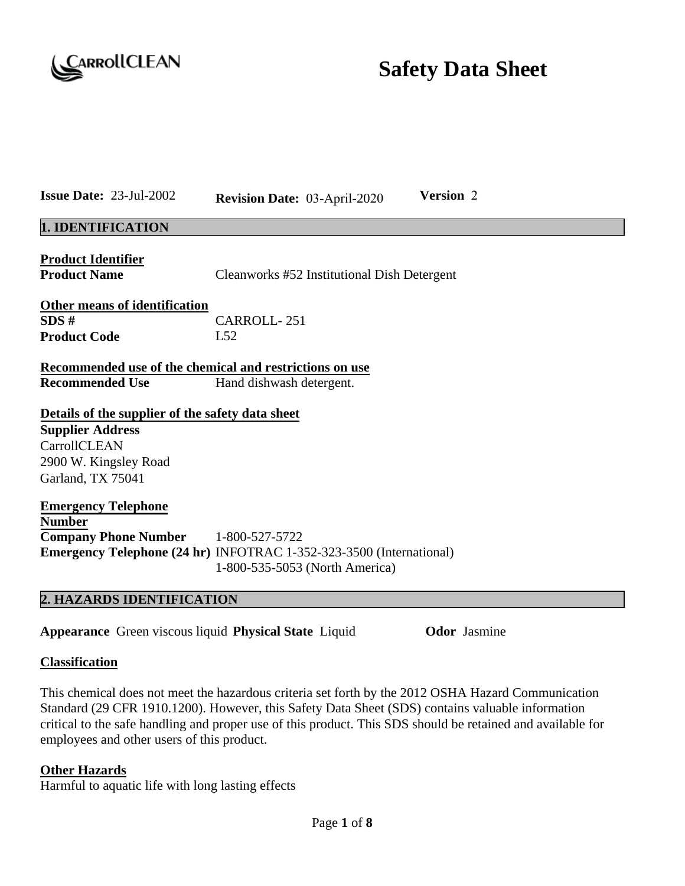CarrollCLEAN

# Safety Data Sheet

**Issue Date:** 23-Jul-2002 **Revision Date:** 03-April-2020 **Version** 2

## 1. IDENTIFICATION

**Product Identifier**

**Product Name** Cleanworks #52 Institutional Dish Detergent

**Other means of identification**

**SDS #** CARROLL- 251

**Product Code** L52

**Recommended use of the chemical and restrictions on use**

**Recommended Use** Hand dishwash detergent.

**Details of the supplier of the safety data sheet**

**Supplier Address**
CarrollCLEAN
2900 W. Kingsley Road
Garland, TX 75041

**Emergency Telephone Number**

**Company Phone Number** 1-800-527-5722

**Emergency Telephone (24 hr)** INFOTRAC 1-352-323-3500 (International)
1-800-535-5053 (North America)

## 2. HAZARDS IDENTIFICATION

**Appearance** Green viscous liquid **Physical State** Liquid **Odor** Jasmine

**Classification**

This chemical does not meet the hazardous criteria set forth by the 2012 OSHA Hazard Communication Standard (29 CFR 1910.1200). However, this Safety Data Sheet (SDS) contains valuable information critical to the safe handling and proper use of this product. This SDS should be retained and available for employees and other users of this product.

**Other Hazards**

Harmful to aquatic life with long lasting effects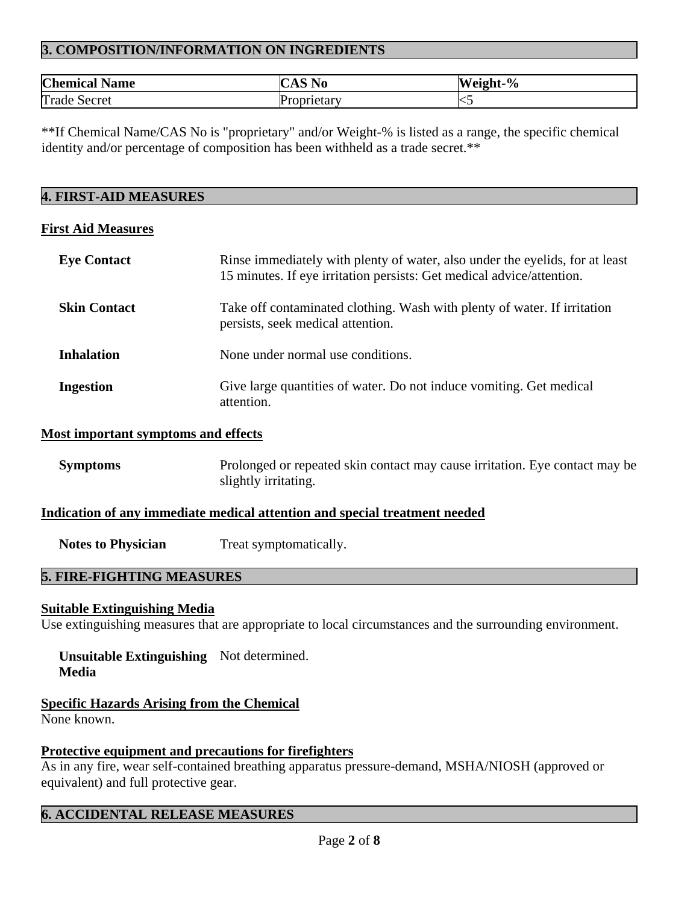## 3. COMPOSITION/INFORMATION ON INGREDIENTS

| Chemical Name | CAS No | Weight-% |
|---|---|---|
| Trade Secret | Proprietary | <5 |

**If Chemical Name/CAS No is "proprietary" and/or Weight-% is listed as a range, the specific chemical identity and/or percentage of composition has been withheld as a trade secret.**

## 4. FIRST-AID MEASURES

### First Aid Measures

**Eye Contact** Rinse immediately with plenty of water, also under the eyelids, for at least 15 minutes. If eye irritation persists: Get medical advice/attention.

**Skin Contact** Take off contaminated clothing. Wash with plenty of water. If irritation persists, seek medical attention.

**Inhalation** None under normal use conditions.

**Ingestion** Give large quantities of water. Do not induce vomiting. Get medical attention.

### Most important symptoms and effects

**Symptoms** Prolonged or repeated skin contact may cause irritation. Eye contact may be slightly irritating.

### Indication of any immediate medical attention and special treatment needed

**Notes to Physician** Treat symptomatically.

## 5. FIRE-FIGHTING MEASURES

### Suitable Extinguishing Media

Use extinguishing measures that are appropriate to local circumstances and the surrounding environment.

**Unsuitable Extinguishing Media** Not determined.

### Specific Hazards Arising from the Chemical

None known.

### Protective equipment and precautions for firefighters

As in any fire, wear self-contained breathing apparatus pressure-demand, MSHA/NIOSH (approved or equivalent) and full protective gear.

## 6. ACCIDENTAL RELEASE MEASURES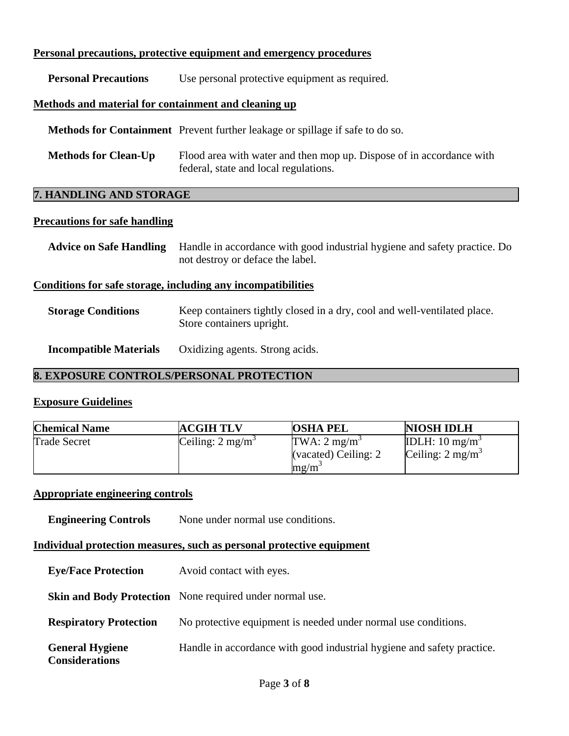**Personal precautions, protective equipment and emergency procedures**

**Personal Precautions** Use personal protective equipment as required.

**Methods and material for containment and cleaning up**

**Methods for Containment** Prevent further leakage or spillage if safe to do so.

**Methods for Clean-Up** Flood area with water and then mop up. Dispose of in accordance with federal, state and local regulations.

## 7. HANDLING AND STORAGE

**Precautions for safe handling**

**Advice on Safe Handling** Handle in accordance with good industrial hygiene and safety practice. Do not destroy or deface the label.

**Conditions for safe storage, including any incompatibilities**

**Storage Conditions** Keep containers tightly closed in a dry, cool and well-ventilated place. Store containers upright.

**Incompatible Materials** Oxidizing agents. Strong acids.

## 8. EXPOSURE CONTROLS/PERSONAL PROTECTION

**Exposure Guidelines**

| Chemical Name | ACGIH TLV | OSHA PEL | NIOSH IDLH |
|---|---|---|---|
| Trade Secret | Ceiling: 2 $mg/m^3$ | TWA: 2 $mg/m^3$ (vacated) Ceiling: 2 $mg/m^3$ | IDLH: 10 $mg/m^3$ Ceiling: 2 $mg/m^3$ |

**Appropriate engineering controls**

**Engineering Controls** None under normal use conditions.

**Individual protection measures, such as personal protective equipment**

**Eye/Face Protection** Avoid contact with eyes.

**Skin and Body Protection** None required under normal use.

**Respiratory Protection** No protective equipment is needed under normal use conditions.

**General Hygiene Considerations** Handle in accordance with good industrial hygiene and safety practice.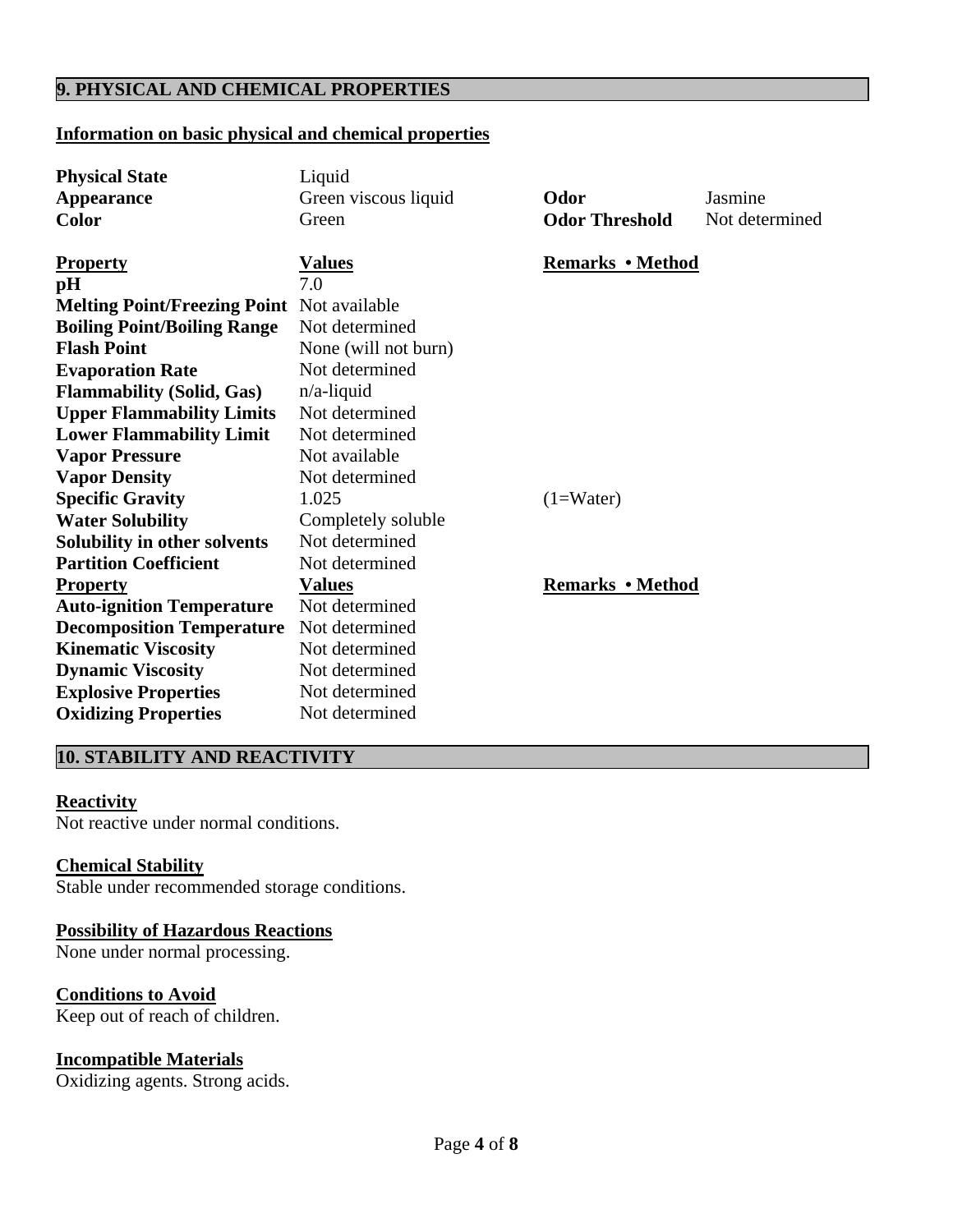## 9. PHYSICAL AND CHEMICAL PROPERTIES

### Information on basic physical and chemical properties

| | | | |
|---|---|---|---|
| **Physical State** | Liquid | | |
| **Appearance** | Green viscous liquid | **Odor** | Jasmine |
| **Color** | Green | **Odor Threshold** | Not determined |

| **Property** | **Values** | **Remarks • Method** |
|---|---|---|
| **pH** | 7.0 | |
| **Melting Point/Freezing Point** | Not available | |
| **Boiling Point/Boiling Range** | Not determined | |
| **Flash Point** | None (will not burn) | |
| **Evaporation Rate** | Not determined | |
| **Flammability (Solid, Gas)** | n/a-liquid | |
| **Upper Flammability Limits** | Not determined | |
| **Lower Flammability Limit** | Not determined | |
| **Vapor Pressure** | Not available | |
| **Vapor Density** | Not determined | |
| **Specific Gravity** | 1.025 | (1=Water) |
| **Water Solubility** | Completely soluble | |
| **Solubility in other solvents** | Not determined | |
| **Partition Coefficient** | Not determined | |

| **Property** | **Values** | **Remarks • Method** |
|---|---|---|
| **Auto-ignition Temperature** | Not determined | |
| **Decomposition Temperature** | Not determined | |
| **Kinematic Viscosity** | Not determined | |
| **Dynamic Viscosity** | Not determined | |
| **Explosive Properties** | Not determined | |
| **Oxidizing Properties** | Not determined | |

## 10. STABILITY AND REACTIVITY

**Reactivity**

Not reactive under normal conditions.

**Chemical Stability**

Stable under recommended storage conditions.

**Possibility of Hazardous Reactions**

None under normal processing.

**Conditions to Avoid**

Keep out of reach of children.

**Incompatible Materials**

Oxidizing agents. Strong acids.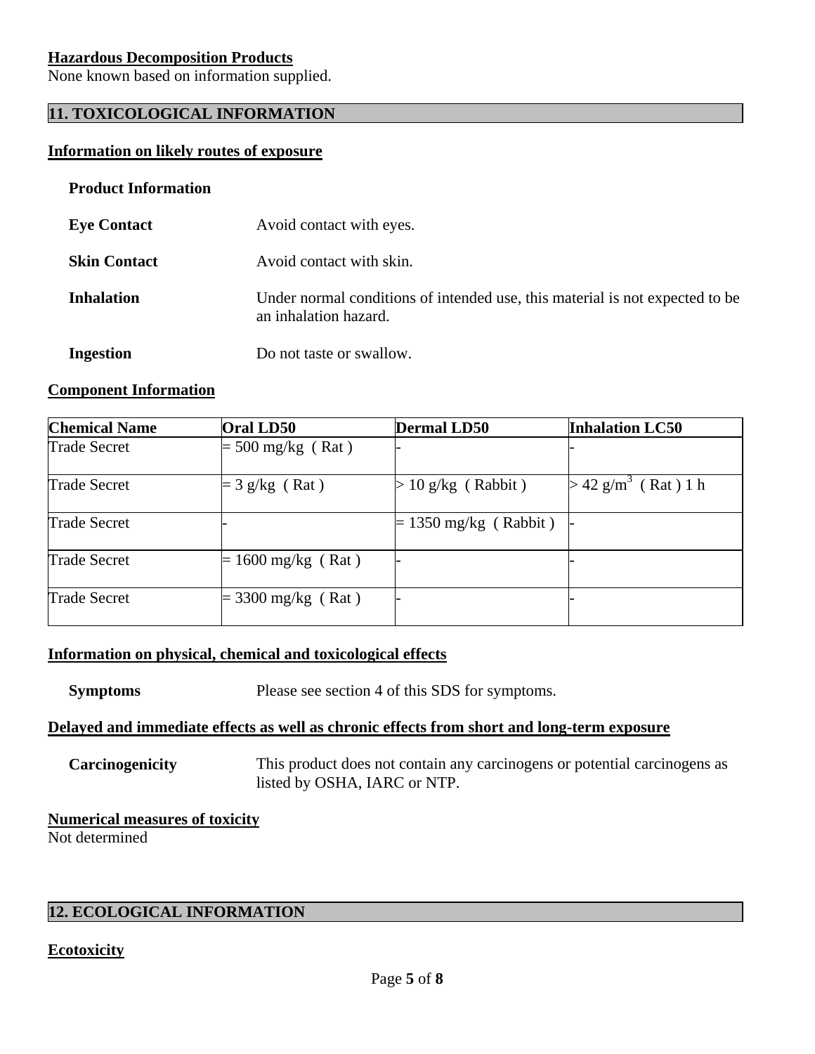**Hazardous Decomposition Products**
None known based on information supplied.

## 11. TOXICOLOGICAL INFORMATION

**Information on likely routes of exposure**

**Product Information**

**Eye Contact** Avoid contact with eyes.

**Skin Contact** Avoid contact with skin.

**Inhalation** Under normal conditions of intended use, this material is not expected to be an inhalation hazard.

**Ingestion** Do not taste or swallow.

**Component Information**

| Chemical Name | Oral LD50 | Dermal LD50 | Inhalation LC50 |
| --- | --- | --- | --- |
| Trade Secret | = 500 mg/kg ( Rat ) | - | - |
| Trade Secret | = 3 g/kg ( Rat ) | > 10 g/kg ( Rabbit ) | > 42 $g/m^3$ ( Rat ) 1 h |
| Trade Secret | - | = 1350 mg/kg ( Rabbit ) | - |
| Trade Secret | = 1600 mg/kg ( Rat ) | - | - |
| Trade Secret | = 3300 mg/kg ( Rat ) | - | - |

**Information on physical, chemical and toxicological effects**

**Symptoms** Please see section 4 of this SDS for symptoms.

**Delayed and immediate effects as well as chronic effects from short and long-term exposure**

**Carcinogenicity** This product does not contain any carcinogens or potential carcinogens as listed by OSHA, IARC or NTP.

**Numerical measures of toxicity**
Not determined

## 12. ECOLOGICAL INFORMATION

**Ecotoxicity**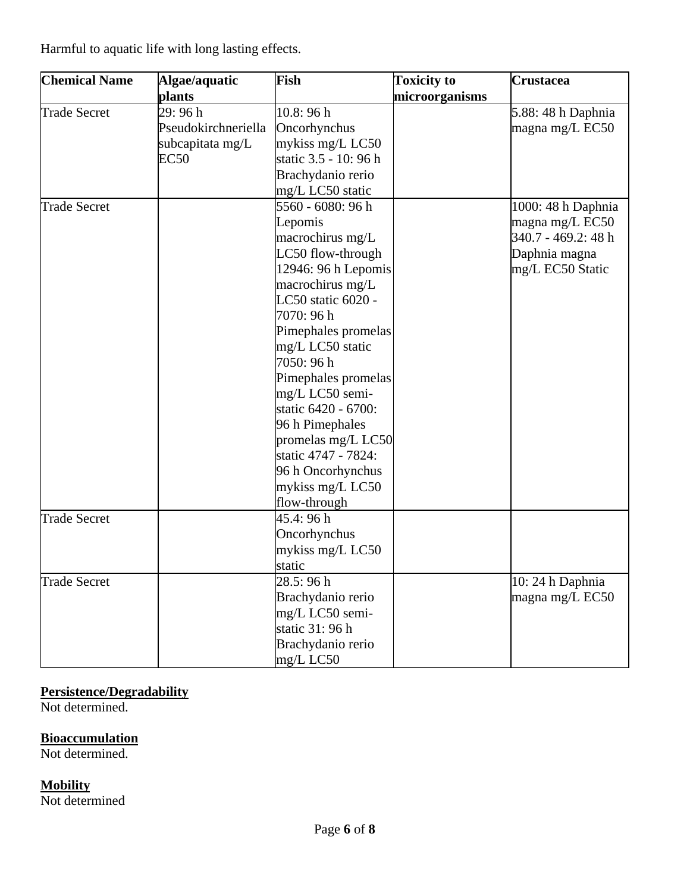Harmful to aquatic life with long lasting effects.

| Chemical Name | Algae/aquatic plants | Fish | Toxicity to microorganisms | Crustacea |
|---|---|---|---|---|
| Trade Secret | 29: 96 h Pseudokirchneriella subcapitata mg/L EC50 | 10.8: 96 h Oncorhynchus mykiss mg/L LC50 static 3.5 - 10: 96 h Brachydanio rerio mg/L LC50 static | | 5.88: 48 h Daphnia magna mg/L EC50 |
| Trade Secret | | 5560 - 6080: 96 h Lepomis macrochirus mg/L LC50 flow-through 12946: 96 h Lepomis macrochirus mg/L LC50 static 6020 - 7070: 96 h Pimephales promelas mg/L LC50 static 7050: 96 h Pimephales promelas mg/L LC50 semi-static 6420 - 6700: 96 h Pimephales promelas mg/L LC50 static 4747 - 7824: 96 h Oncorhynchus mykiss mg/L LC50 flow-through | | 1000: 48 h Daphnia magna mg/L EC50 340.7 - 469.2: 48 h Daphnia magna mg/L EC50 Static |
| Trade Secret | | 45.4: 96 h Oncorhynchus mykiss mg/L LC50 static | | |
| Trade Secret | | 28.5: 96 h Brachydanio rerio mg/L LC50 semi-static 31: 96 h Brachydanio rerio mg/L LC50 | | 10: 24 h Daphnia magna mg/L EC50 |

**Persistence/Degradability**
Not determined.

**Bioaccumulation**
Not determined.

**Mobility**
Not determined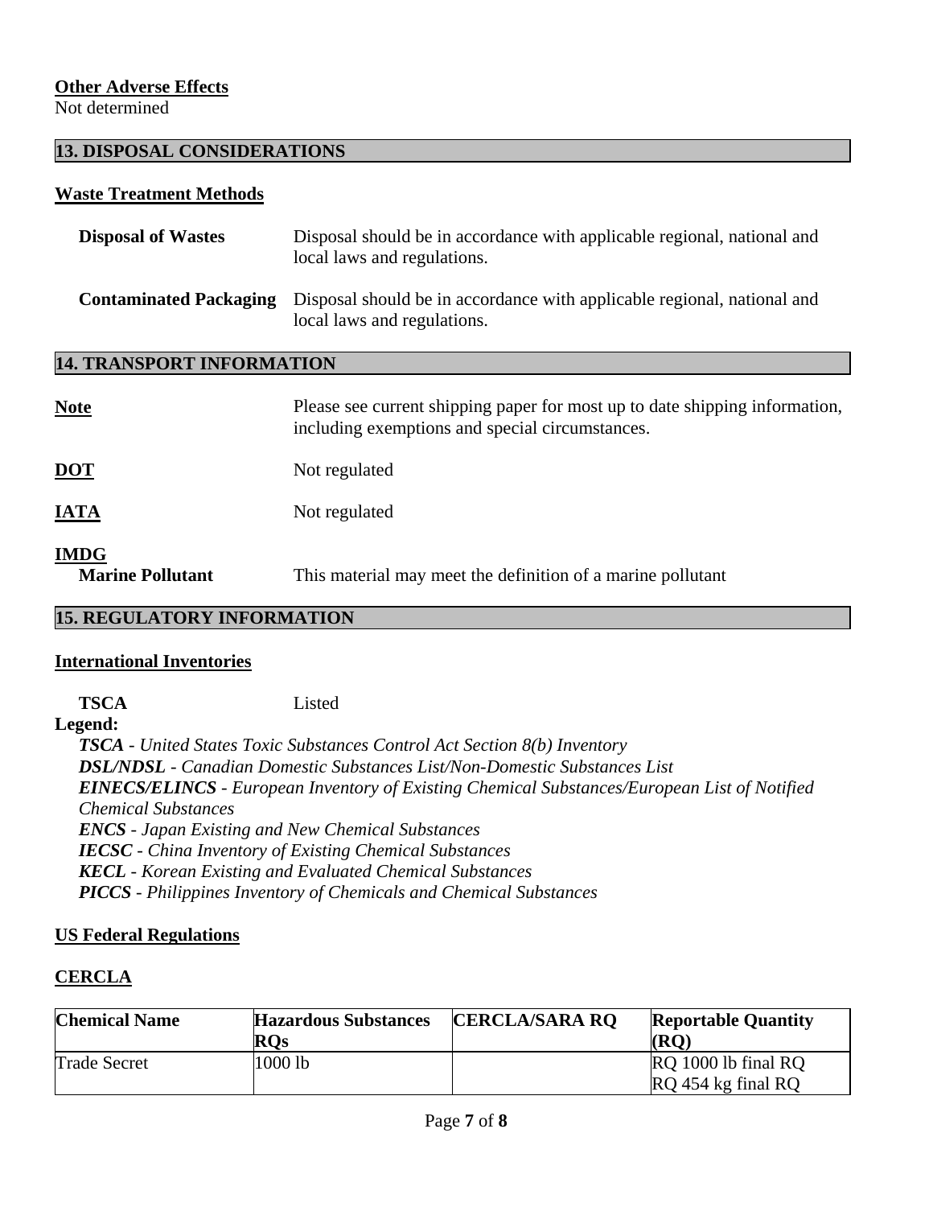**Other Adverse Effects**
Not determined

## 13. DISPOSAL CONSIDERATIONS

**Waste Treatment Methods**

| | |
|---|---|
| **Disposal of Wastes** | Disposal should be in accordance with applicable regional, national and local laws and regulations. |
| **Contaminated Packaging** | Disposal should be in accordance with applicable regional, national and local laws and regulations. |

## 14. TRANSPORT INFORMATION

| | |
|---|---|
| **Note** | Please see current shipping paper for most up to date shipping information, including exemptions and special circumstances. |
| **DOT** | Not regulated |
| **IATA** | Not regulated |
| **IMDG** | |
| **Marine Pollutant** | This material may meet the definition of a marine pollutant |

## 15. REGULATORY INFORMATION

**International Inventories**

**TSCA** Listed

**Legend:**

***TSCA*** *- United States Toxic Substances Control Act Section 8(b) Inventory*
***DSL/NDSL*** *- Canadian Domestic Substances List/Non-Domestic Substances List*
***EINECS/ELINCS*** *- European Inventory of Existing Chemical Substances/European List of Notified Chemical Substances*
***ENCS*** *- Japan Existing and New Chemical Substances*
***IECSC*** *- China Inventory of Existing Chemical Substances*
***KECL*** *- Korean Existing and Evaluated Chemical Substances*
***PICCS*** *- Philippines Inventory of Chemicals and Chemical Substances*

**US Federal Regulations**

**CERCLA**

| Chemical Name | Hazardous Substances RQs | CERCLA/SARA RQ | Reportable Quantity (RQ) |
|---|---|---|---|
| Trade Secret | 1000 lb | | RQ 1000 lb final RQ<br>RQ 454 kg final RQ |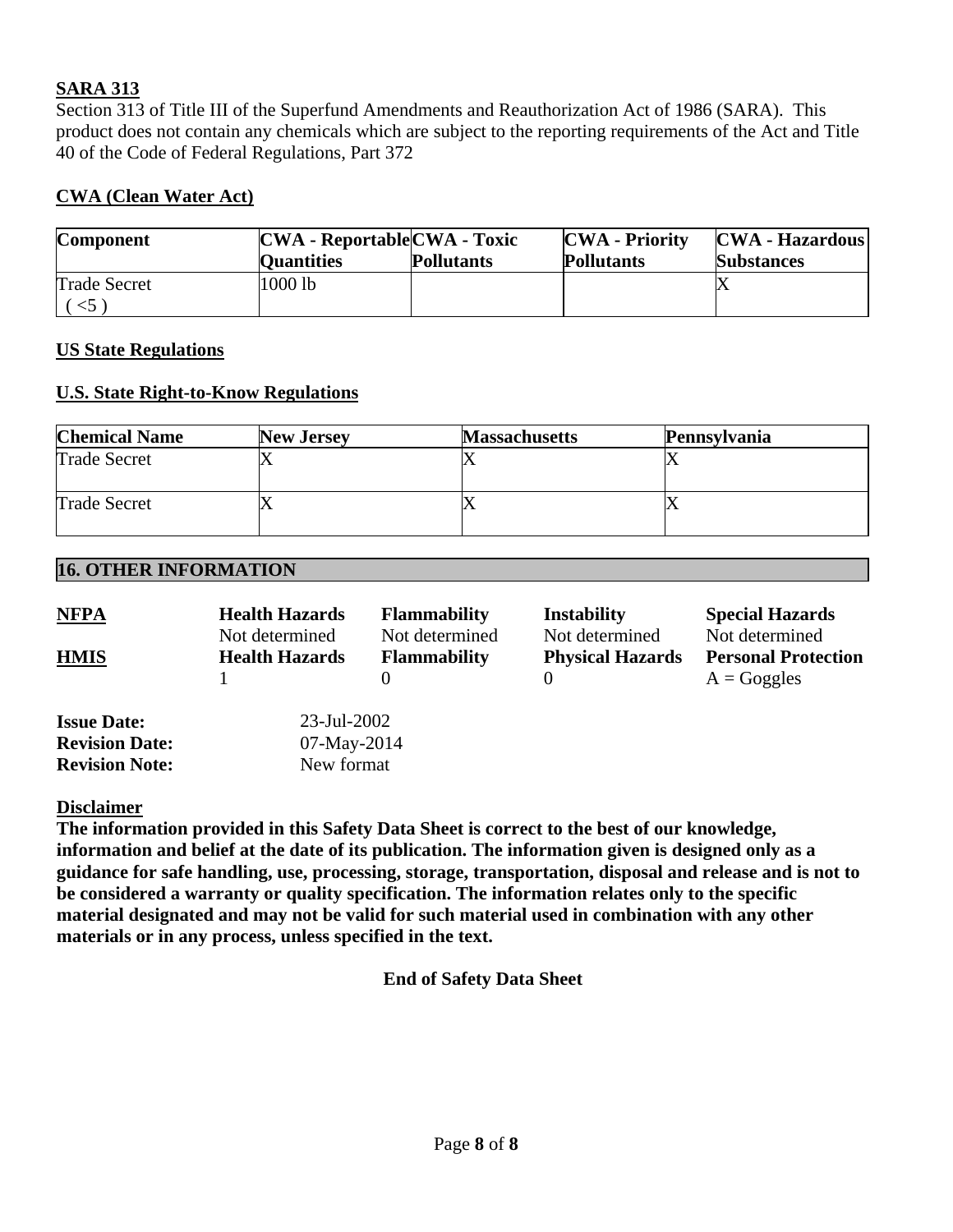**SARA 313**

Section 313 of Title III of the Superfund Amendments and Reauthorization Act of 1986 (SARA). This product does not contain any chemicals which are subject to the reporting requirements of the Act and Title 40 of the Code of Federal Regulations, Part 372

**CWA (Clean Water Act)**

| Component | CWA - Reportable Quantities | CWA - Toxic Pollutants | CWA - Priority Pollutants | CWA - Hazardous Substances |
|---|---|---|---|---|
| Trade Secret ( <5 ) | 1000 lb | | | X |

**US State Regulations**

**U.S. State Right-to-Know Regulations**

| Chemical Name | New Jersey | Massachusetts | Pennsylvania |
|---|---|---|---|
| Trade Secret | X | X | X |
| Trade Secret | X | X | X |

## 16. OTHER INFORMATION

| | | | | |
|---|---|---|---|---|
| **NFPA** | **Health Hazards** | **Flammability** | **Instability** | **Special Hazards** |
| | Not determined | Not determined | Not determined | Not determined |
| **HMIS** | **Health Hazards** | **Flammability** | **Physical Hazards** | **Personal Protection** |
| | 1 | 0 | 0 | A = Goggles |

**Issue Date:** 23-Jul-2002
**Revision Date:** 07-May-2014
**Revision Note:** New format

**Disclaimer**

**The information provided in this Safety Data Sheet is correct to the best of our knowledge, information and belief at the date of its publication. The information given is designed only as a guidance for safe handling, use, processing, storage, transportation, disposal and release and is not to be considered a warranty or quality specification. The information relates only to the specific material designated and may not be valid for such material used in combination with any other materials or in any process, unless specified in the text.**

**End of Safety Data Sheet**